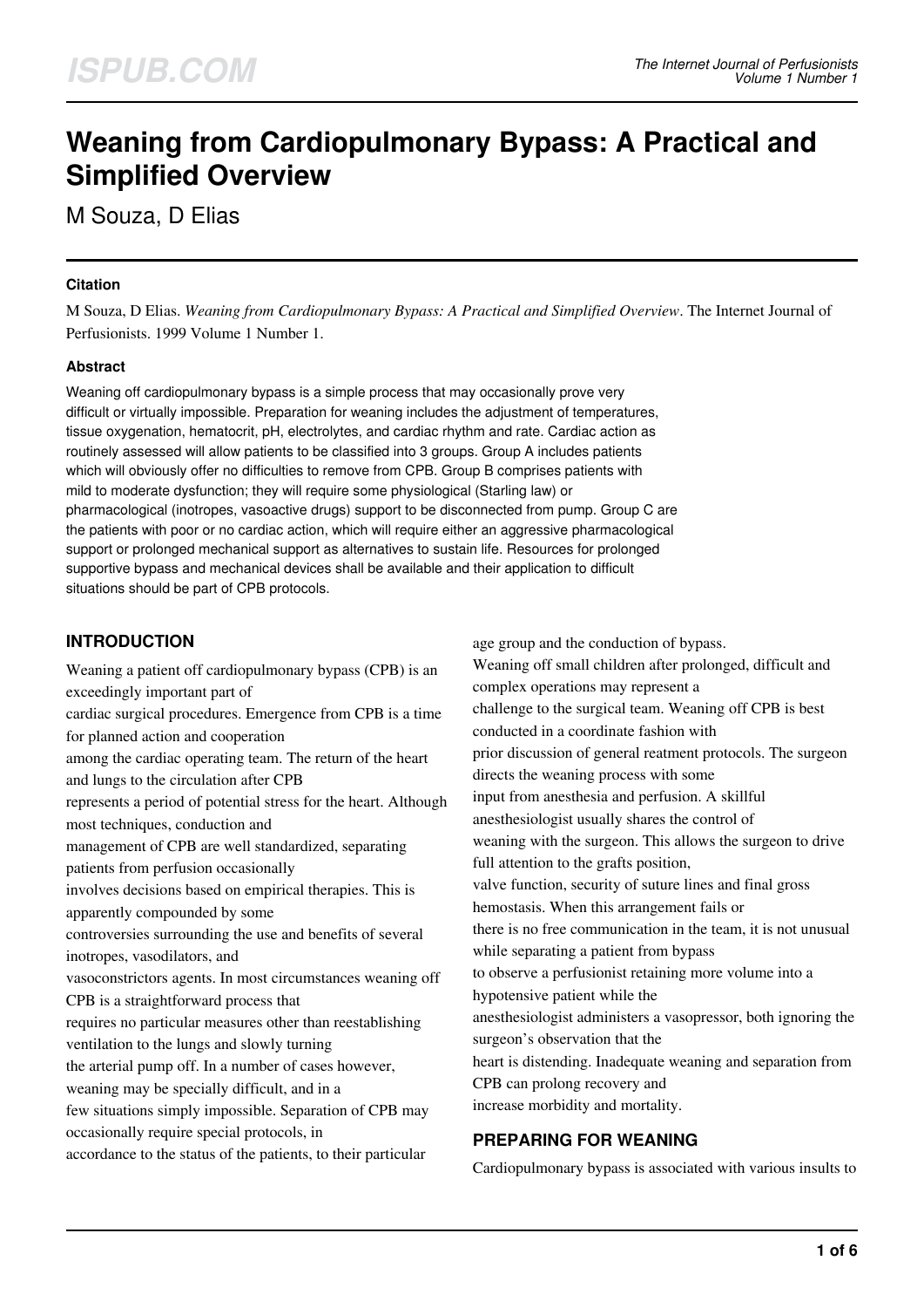# Weaning from Cardiopulmonary Bypass: A Practical and Simplified Overview

M Souza, D Elias

### Citation

M Souza, D Elias. *Weaning from Cardiopulmonary Bypass: A Practical and Simplified Overview*. The Internet Journal of Perfusionists. 1999 Volume 1 Number 1.

### Abstract

Weaning off cardiopulmonary bypass is a simple process that may occasionally prove very difficult or virtually impossible. Preparation for weaning includes the adjustment of temperatures, tissue oxygenation, hematocrit, pH, electrolytes, and cardiac rhythm and rate. Cardiac action as routinely assessed will allow patients to be classified into 3 groups. Group A includes patients which will obviously offer no difficulties to remove from CPB. Group B comprises patients with mild to moderate dysfunction; they will require some physiological (Starling law) or pharmacological (inotropes, vasoactive drugs) support to be disconnected from pump. Group C are the patients with poor or no cardiac action, which will require either an aggressive pharmacological support or prolonged mechanical support as alternatives to sustain life. Resources for prolonged supportive bypass and mechanical devices shall be available and their application to difficult situations should be part of CPB protocols.

## INTRODUCTION

Weaning a patient off cardiopulmonary bypass (CPB) is an exceedingly important part of cardiac surgical procedures. Emergence from CPB is a time for planned action and cooperation among the cardiac operating team. The return of the heart and lungs to the circulation after CPB represents a period of potential stress for the heart. Although most techniques, conduction and management of CPB are well standardized, separating patients from perfusion occasionally involves decisions based on empirical therapies. This is apparently compounded by some controversies surrounding the use and benefits of several inotropes, vasodilators, and vasoconstrictors agents. In most circumstances weaning off CPB is a straightforward process that requires no particular measures other than reestablishing ventilation to the lungs and slowly turning the arterial pump off. In a number of cases however, weaning may be specially difficult, and in a few situations simply impossible. Separation of CPB may occasionally require special protocols, in accordance to the status of the patients, to their particular age group and the conduction of bypass.

Weaning off small children after prolonged, difficult and complex operations may represent a challenge to the surgical team. Weaning off CPB is best conducted in a coordinate fashion with prior discussion of general reatment protocols. The surgeon directs the weaning process with some input from anesthesia and perfusion. A skillful anesthesiologist usually shares the control of weaning with the surgeon. This allows the surgeon to drive full attention to the grafts position, valve function, security of suture lines and final gross hemostasis. When this arrangement fails or there is no free communication in the team, it is not unusual while separating a patient from bypass to observe a perfusionist retaining more volume into a hypotensive patient while the anesthesiologist administers a vasopressor, both ignoring the surgeon's observation that the heart is distending. Inadequate weaning and separation from CPB can prolong recovery and increase morbidity and mortality.

## PREPARING FOR WEANING

Cardiopulmonary bypass is associated with various insults to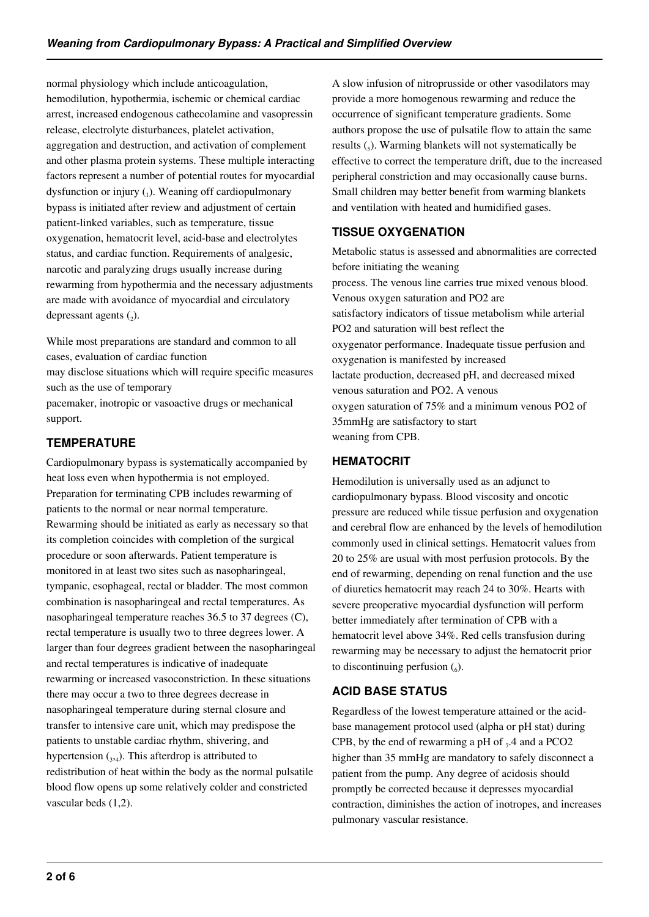normal physiology which include anticoagulation, hemodilution, hypothermia, ischemic or chemical cardiac arrest, increased endogenous cathecolamine and vasopressin release, electrolyte disturbances, platelet activation, aggregation and destruction, and activation of complement and other plasma protein systems. These multiple interacting factors represent a number of potential routes for myocardial dysfunction or injury (1). Weaning off cardiopulmonary bypass is initiated after review and adjustment of certain patient-linked variables, such as temperature, tissue oxygenation, hematocrit level, acid-base and electrolytes status, and cardiac function. Requirements of analgesic, narcotic and paralyzing drugs usually increase during rewarming from hypothermia and the necessary adjustments are made with avoidance of myocardial and circulatory depressant agents (2).

While most preparations are standard and common to all cases, evaluation of cardiac function may disclose situations which will require specific measures such as the use of temporary pacemaker, inotropic or vasoactive drugs or mechanical support.

## TEMPERATURE

Cardiopulmonary bypass is systematically accompanied by heat loss even when hypothermia is not employed. Preparation for terminating CPB includes rewarming of patients to the normal or near normal temperature. Rewarming should be initiated as early as necessary so that its completion coincides with completion of the surgical procedure or soon afterwards. Patient temperature is monitored in at least two sites such as nasopharingeal, tympanic, esophageal, rectal or bladder. The most common combination is nasopharingeal and rectal temperatures. As nasopharingeal temperature reaches 36.5 to 37 degrees (C), rectal temperature is usually two to three degrees lower. A larger than four degrees gradient between the nasopharingeal and rectal temperatures is indicative of inadequate rewarming or increased vasoconstriction. In these situations there may occur a two to three degrees decrease in nasopharingeal temperature during sternal closure and transfer to intensive care unit, which may predispose the patients to unstable cardiac rhythm, shivering, and hypertension (3,4). This afterdrop is attributed to redistribution of heat within the body as the normal pulsatile blood flow opens up some relatively colder and constricted vascular beds (1,2).

A slow infusion of nitroprusside or other vasodilators may provide a more homogenous rewarming and reduce the occurrence of significant temperature gradients. Some authors propose the use of pulsatile flow to attain the same results (5). Warming blankets will not systematically be effective to correct the temperature drift, due to the increased peripheral constriction and may occasionally cause burns. Small children may better benefit from warming blankets and ventilation with heated and humidified gases.

## TISSUE OXYGENATION

Metabolic status is assessed and abnormalities are corrected before initiating the weaning process. The venous line carries true mixed venous blood. Venous oxygen saturation and $PO_2$ are satisfactory indicators of tissue metabolism while arterial $PO_2$ and saturation will best reflect the oxygenator performance. Inadequate tissue perfusion and oxygenation is manifested by increased lactate production, decreased pH, and decreased mixed venous saturation and $PO_2$. A venous oxygen saturation of 75% and a minimum venous $PO_2$ of 35mmHg are satisfactory to start weaning from CPB.

## HEMATOCRIT

Hemodilution is universally used as an adjunct to cardiopulmonary bypass. Blood viscosity and oncotic pressure are reduced while tissue perfusion and oxygenation and cerebral flow are enhanced by the levels of hemodilution commonly used in clinical settings. Hematocrit values from 20 to 25% are usual with most perfusion protocols. By the end of rewarming, depending on renal function and the use of diuretics hematocrit may reach 24 to 30%. Hearts with severe preoperative myocardial dysfunction will perform better immediately after termination of CPB with a hematocrit level above 34%. Red cells transfusion during rewarming may be necessary to adjust the hematocrit prior to discontinuing perfusion (6).

## ACID BASE STATUS

Regardless of the lowest temperature attained or the acid-base management protocol used (alpha or pH stat) during CPB, by the end of rewarming a pH of 7.4 and a $PCO_2$ higher than 35 mmHg are mandatory to safely disconnect a patient from the pump. Any degree of acidosis should promptly be corrected because it depresses myocardial contraction, diminishes the action of inotropes, and increases pulmonary vascular resistance.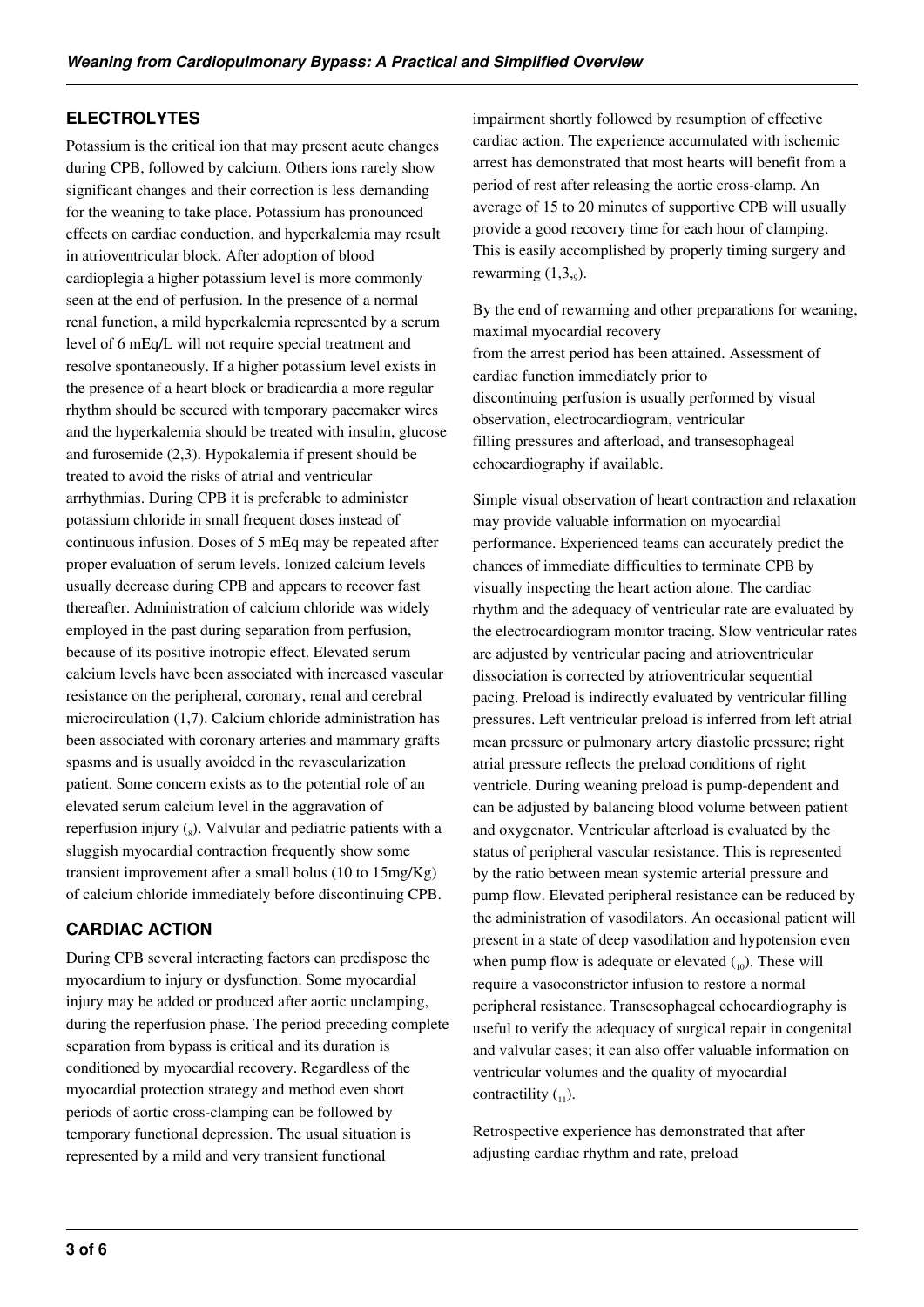## ELECTROLYTES

Potassium is the critical ion that may present acute changes during CPB, followed by calcium. Others ions rarely show significant changes and their correction is less demanding for the weaning to take place. Potassium has pronounced effects on cardiac conduction, and hyperkalemia may result in atrioventricular block. After adoption of blood cardioplegia a higher potassium level is more commonly seen at the end of perfusion. In the presence of a normal renal function, a mild hyperkalemia represented by a serum level of 6 mEq/L will not require special treatment and resolve spontaneously. If a higher potassium level exists in the presence of a heart block or bradicardia a more regular rhythm should be secured with temporary pacemaker wires and the hyperkalemia should be treated with insulin, glucose and furosemide (2,3). Hypokalemia if present should be treated to avoid the risks of atrial and ventricular arrhythmias. During CPB it is preferable to administer potassium chloride in small frequent doses instead of continuous infusion. Doses of 5 mEq may be repeated after proper evaluation of serum levels. Ionized calcium levels usually decrease during CPB and appears to recover fast thereafter. Administration of calcium chloride was widely employed in the past during separation from perfusion, because of its positive inotropic effect. Elevated serum calcium levels have been associated with increased vascular resistance on the peripheral, coronary, renal and cerebral microcirculation (1,7). Calcium chloride administration has been associated with coronary arteries and mammary grafts spasms and is usually avoided in the revascularization patient. Some concern exists as to the potential role of an elevated serum calcium level in the aggravation of reperfusion injury (8). Valvular and pediatric patients with a sluggish myocardial contraction frequently show some transient improvement after a small bolus (10 to 15mg/Kg) of calcium chloride immediately before discontinuing CPB.

## CARDIAC ACTION

During CPB several interacting factors can predispose the myocardium to injury or dysfunction. Some myocardial injury may be added or produced after aortic unclamping, during the reperfusion phase. The period preceding complete separation from bypass is critical and its duration is conditioned by myocardial recovery. Regardless of the myocardial protection strategy and method even short periods of aortic cross-clamping can be followed by temporary functional depression. The usual situation is represented by a mild and very transient functional impairment shortly followed by resumption of effective cardiac action. The experience accumulated with ischemic arrest has demonstrated that most hearts will benefit from a period of rest after releasing the aortic cross-clamp. An average of 15 to 20 minutes of supportive CPB will usually provide a good recovery time for each hour of clamping. This is easily accomplished by properly timing surgery and rewarming (1,3,9).

By the end of rewarming and other preparations for weaning, maximal myocardial recovery from the arrest period has been attained. Assessment of cardiac function immediately prior to discontinuing perfusion is usually performed by visual observation, electrocardiogram, ventricular filling pressures and afterload, and transesophageal echocardiography if available.

Simple visual observation of heart contraction and relaxation may provide valuable information on myocardial performance. Experienced teams can accurately predict the chances of immediate difficulties to terminate CPB by visually inspecting the heart action alone. The cardiac rhythm and the adequacy of ventricular rate are evaluated by the electrocardiogram monitor tracing. Slow ventricular rates are adjusted by ventricular pacing and atrioventricular dissociation is corrected by atrioventricular sequential pacing. Preload is indirectly evaluated by ventricular filling pressures. Left ventricular preload is inferred from left atrial mean pressure or pulmonary artery diastolic pressure; right atrial pressure reflects the preload conditions of right ventricle. During weaning preload is pump-dependent and can be adjusted by balancing blood volume between patient and oxygenator. Ventricular afterload is evaluated by the status of peripheral vascular resistance. This is represented by the ratio between mean systemic arterial pressure and pump flow. Elevated peripheral resistance can be reduced by the administration of vasodilators. An occasional patient will present in a state of deep vasodilation and hypotension even when pump flow is adequate or elevated (10). These will require a vasoconstrictor infusion to restore a normal peripheral resistance. Transesophageal echocardiography is useful to verify the adequacy of surgical repair in congenital and valvular cases; it can also offer valuable information on ventricular volumes and the quality of myocardial contractility (11).

Retrospective experience has demonstrated that after adjusting cardiac rhythm and rate, preload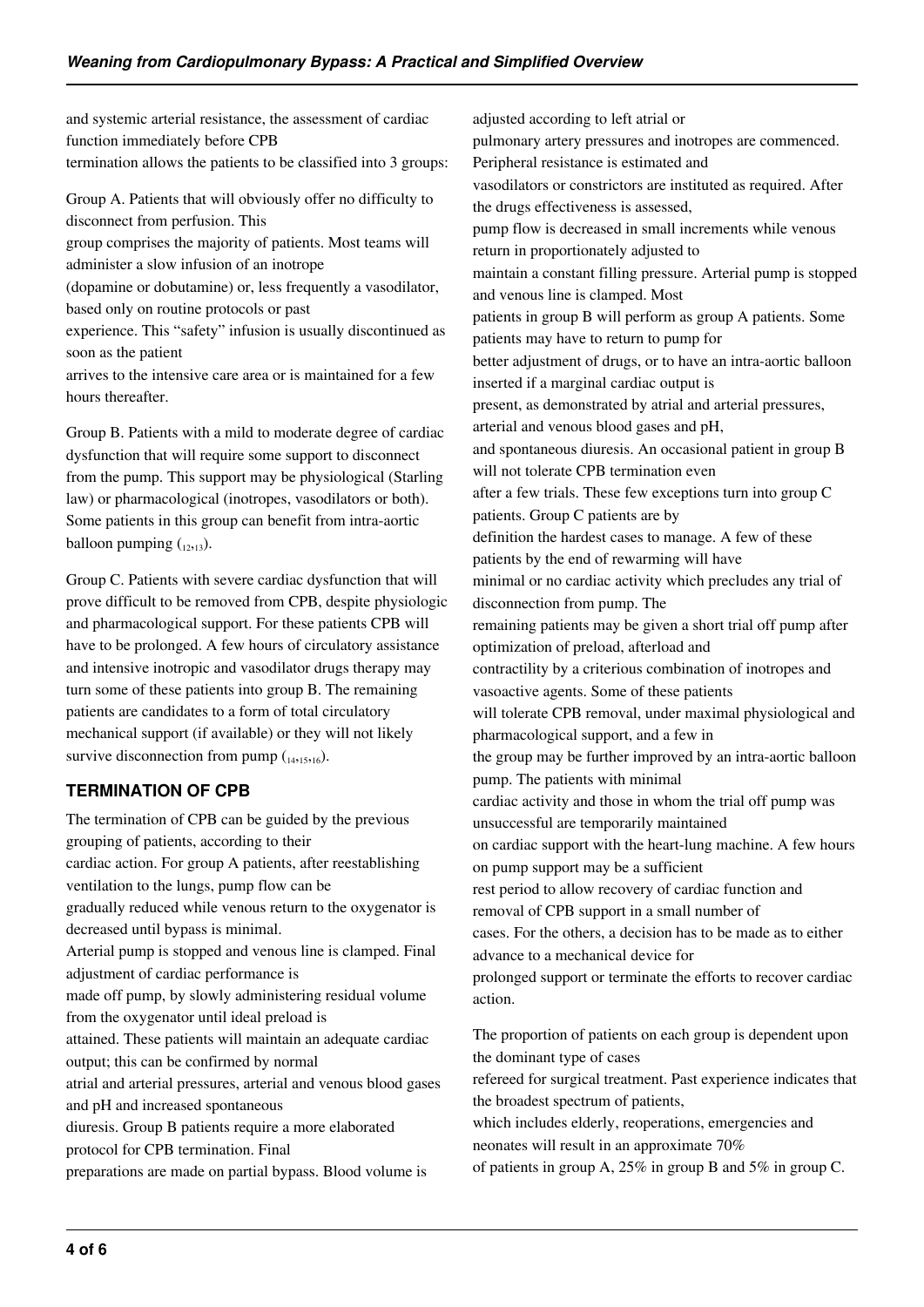and systemic arterial resistance, the assessment of cardiac function immediately before CPB termination allows the patients to be classified into 3 groups:

Group A. Patients that will obviously offer no difficulty to disconnect from perfusion. This group comprises the majority of patients. Most teams will administer a slow infusion of an inotrope (dopamine or dobutamine) or, less frequently a vasodilator, based only on routine protocols or past experience. This "safety" infusion is usually discontinued as soon as the patient arrives to the intensive care area or is maintained for a few hours thereafter.

Group B. Patients with a mild to moderate degree of cardiac dysfunction that will require some support to disconnect from the pump. This support may be physiological (Starling law) or pharmacological (inotropes, vasodilators or both). Some patients in this group can benefit from intra-aortic balloon pumping (12,13).

Group C. Patients with severe cardiac dysfunction that will prove difficult to be removed from CPB, despite physiologic and pharmacological support. For these patients CPB will have to be prolonged. A few hours of circulatory assistance and intensive inotropic and vasodilator drugs therapy may turn some of these patients into group B. The remaining patients are candidates to a form of total circulatory mechanical support (if available) or they will not likely survive disconnection from pump (14,15,16).

## TERMINATION OF CPB

The termination of CPB can be guided by the previous grouping of patients, according to their cardiac action. For group A patients, after reestablishing ventilation to the lungs, pump flow can be gradually reduced while venous return to the oxygenator is decreased until bypass is minimal. Arterial pump is stopped and venous line is clamped. Final adjustment of cardiac performance is made off pump, by slowly administering residual volume from the oxygenator until ideal preload is attained. These patients will maintain an adequate cardiac output; this can be confirmed by normal atrial and arterial pressures, arterial and venous blood gases and pH and increased spontaneous diuresis. Group B patients require a more elaborated protocol for CPB termination. Final preparations are made on partial bypass. Blood volume is adjusted according to left atrial or pulmonary artery pressures and inotropes are commenced. Peripheral resistance is estimated and vasodilators or constrictors are instituted as required. After the drugs effectiveness is assessed, pump flow is decreased in small increments while venous return in proportionately adjusted to maintain a constant filling pressure. Arterial pump is stopped and venous line is clamped. Most patients in group B will perform as group A patients. Some patients may have to return to pump for better adjustment of drugs, or to have an intra-aortic balloon inserted if a marginal cardiac output is present, as demonstrated by atrial and arterial pressures, arterial and venous blood gases and pH, and spontaneous diuresis. An occasional patient in group B will not tolerate CPB termination even after a few trials. These few exceptions turn into group C patients. Group C patients are by definition the hardest cases to manage. A few of these patients by the end of rewarming will have minimal or no cardiac activity which precludes any trial of disconnection from pump. The remaining patients may be given a short trial off pump after optimization of preload, afterload and contractility by a criterious combination of inotropes and vasoactive agents. Some of these patients will tolerate CPB removal, under maximal physiological and pharmacological support, and a few in the group may be further improved by an intra-aortic balloon pump. The patients with minimal cardiac activity and those in whom the trial off pump was unsuccessful are temporarily maintained on cardiac support with the heart-lung machine. A few hours on pump support may be a sufficient rest period to allow recovery of cardiac function and removal of CPB support in a small number of cases. For the others, a decision has to be made as to either advance to a mechanical device for prolonged support or terminate the efforts to recover cardiac action.

The proportion of patients on each group is dependent upon the dominant type of cases refereed for surgical treatment. Past experience indicates that the broadest spectrum of patients, which includes elderly, reoperations, emergencies and neonates will result in an approximate 70% of patients in group A, 25% in group B and 5% in group C.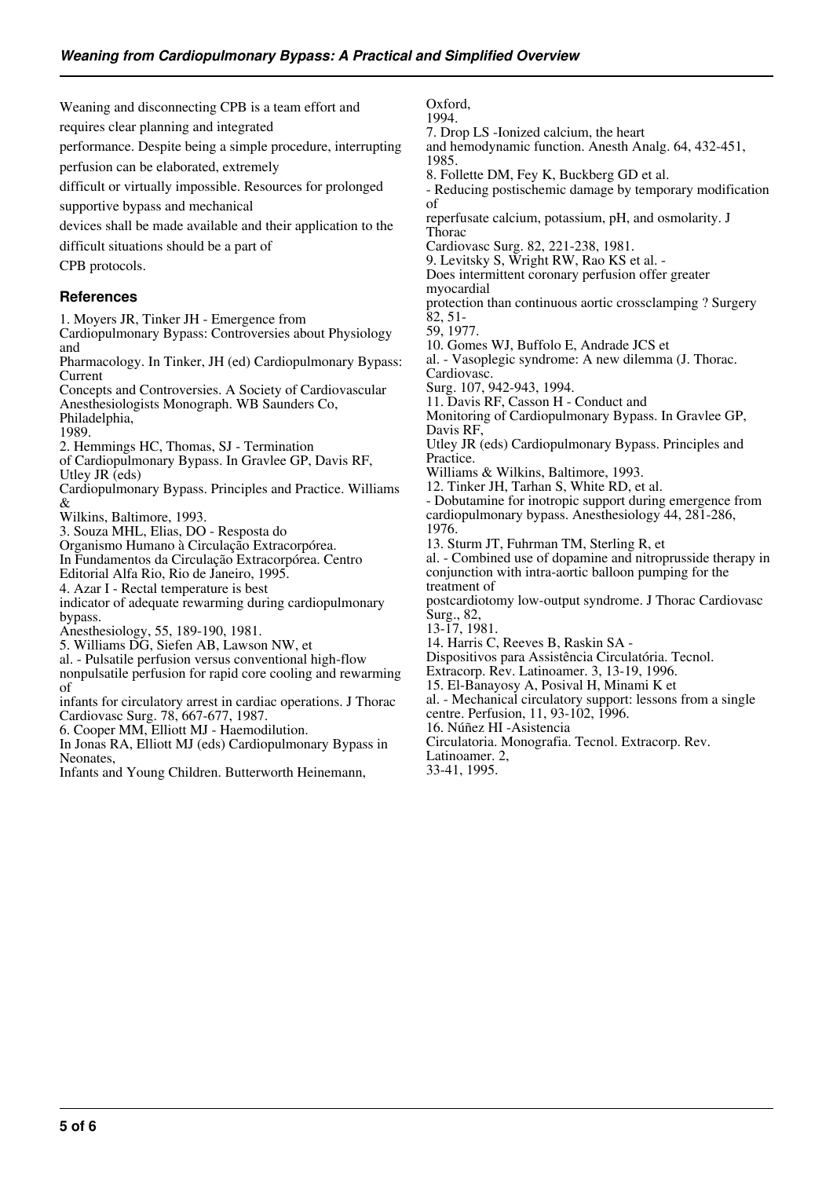Weaning and disconnecting CPB is a team effort and requires clear planning and integrated performance. Despite being a simple procedure, interrupting perfusion can be elaborated, extremely difficult or virtually impossible. Resources for prolonged supportive bypass and mechanical devices shall be made available and their application to the difficult situations should be a part of CPB protocols.

### References

1. Moyers JR, Tinker JH - Emergence from Cardiopulmonary Bypass: Controversies about Physiology and Pharmacology. In Tinker, JH (ed) Cardiopulmonary Bypass: Current Concepts and Controversies. A Society of Cardiovascular Anesthesiologists Monograph. WB Saunders Co, Philadelphia, 1989.
2. Hemmings HC, Thomas, SJ - Termination of Cardiopulmonary Bypass. In Gravlee GP, Davis RF, Utley JR (eds) Cardiopulmonary Bypass. Principles and Practice. Williams & Wilkins, Baltimore, 1993.
3. Souza MHL, Elias, DO - Resposta do Organismo Humano à Circulação Extracorpórea. In Fundamentos da Circulação Extracorpórea. Centro Editorial Alfa Rio, Rio de Janeiro, 1995.
4. Azar I - Rectal temperature is best indicator of adequate rewarming during cardiopulmonary bypass. Anesthesiology, 55, 189-190, 1981.
5. Williams DG, Siefen AB, Lawson NW, et al. - Pulsatile perfusion versus conventional high-flow nonpulsatile perfusion for rapid core cooling and rewarming of infants for circulatory arrest in cardiac operations. J Thorac Cardiovasc Surg. 78, 667-677, 1987.
6. Cooper MM, Elliott MJ - Haemodilution. In Jonas RA, Elliott MJ (eds) Cardiopulmonary Bypass in Neonates, Infants and Young Children. Butterworth Heinemann, Oxford, 1994.
7. Drop LS -Ionized calcium, the heart and hemodynamic function. Anesth Analg. 64, 432-451, 1985.
8. Follette DM, Fey K, Buckberg GD et al. - Reducing postischemic damage by temporary modification of reperfusate calcium, potassium, pH, and osmolarity. J Thorac Cardiovasc Surg. 82, 221-238, 1981.
9. Levitsky S, Wright RW, Rao KS et al. - Does intermittent coronary perfusion offer greater myocardial protection than continuous aortic crossclamping ? Surgery 82, 51-59, 1977.
10. Gomes WJ, Buffolo E, Andrade JCS et al. - Vasoplegic syndrome: A new dilemma (J. Thorac. Cardiovasc. Surg. 107, 942-943, 1994.
11. Davis RF, Casson H - Conduct and Monitoring of Cardiopulmonary Bypass. In Gravlee GP, Davis RF, Utley JR (eds) Cardiopulmonary Bypass. Principles and Practice. Williams & Wilkins, Baltimore, 1993.
12. Tinker JH, Tarhan S, White RD, et al. - Dobutamine for inotropic support during emergence from cardiopulmonary bypass. Anesthesiology 44, 281-286, 1976.
13. Sturm JT, Fuhrman TM, Sterling R, et al. - Combined use of dopamine and nitroprusside therapy in conjunction with intra-aortic balloon pumping for the treatment of postcardiotomy low-output syndrome. J Thorac Cardiovasc Surg., 82, 13-17, 1981.
14. Harris C, Reeves B, Raskin SA - Dispositivos para Assistência Circulatória. Tecnol. Extracorp. Rev. Latinoamer. 3, 13-19, 1996.
15. El-Banayosy A, Posival H, Minami K et al. - Mechanical circulatory support: lessons from a single centre. Perfusion, 11, 93-102, 1996.
16. Núñez HI -Asistencia Circulatoria. Monografia. Tecnol. Extracorp. Rev. Latinoamer. 2, 33-41, 1995.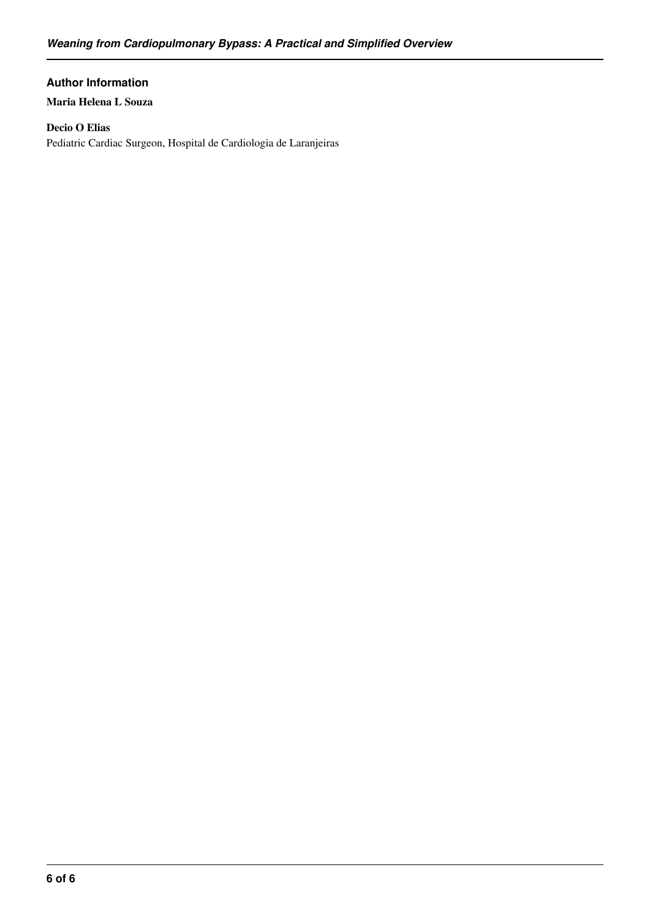## Author Information

**Maria Helena L Souza**

**Decio O Elias**

Pediatric Cardiac Surgeon, Hospital de Cardiologia de Laranjeiras